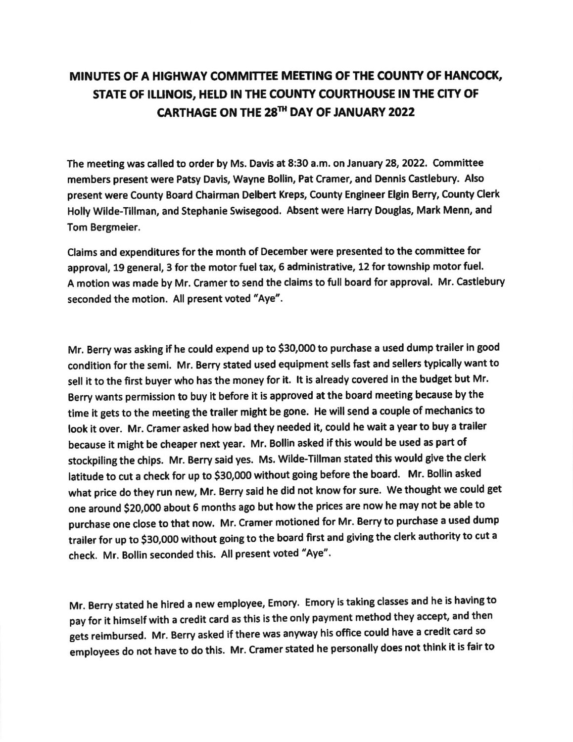# MINUTES OF A HIGHWAY COMMITTEE MEETING OF THE COUNTY OF HANCOCK, STATE OF ILLINOIS, HELD IN THE COUNTY COURTHOUSE IN THE CITY OF CARTHAGE ON THE 28TH DAY OF JANUARY 2022

The meeting was called to order by Ms. Davis at 8:30 a.m. on January 28, 2022. Committee members present were Patsy Davis, Wayne Bollin, Pat Cramer, and Dennis Castlebury. Also present were County Board Chairman Delbert Kreps, County Engineer Elgin Berry, County Clerk Holly Wilde-Tillman, and Stephanie Swisegood. Absent were Harry Douglas, Mark Menn, and Tom Bergmeier.

Claims and expenditures for the month of December were presented to the committee for approval, 19 general, 3 for the motor fuel tax, 6 administrative, 12 for township motor fuel. A motion was made by Mr. Cramer to send the claims to full board for approval. Mr. Castlebury seconded the motion. All present voted "Aye".

Mr. Berry was asking if he could expend up to $30,000 to purchase a used dump trailer in good condition for the semi. Mr. Berry stated used equipment sells fast and sellers typically want to sell it to the first buyer who has the money for it. It is already covered in the budget but Mr. Berry wants permission to buy it before it is approved at the board meeting because by the time it gets to the meeting the trailer might be gone. He will send a couple of mechanics to look it over. Mr. Cramer asked how bad they needed it, could he wait a year to buy a trailer because it might be cheaper next year. Mr. Bollin asked if this would be used as part of stockpiling the chips. Mr. Berry said yes. Ms. Wilde-Tillman stated this would give the clerk latitude to cut a check for up to $30,000 without going before the board. Mr. Bollin asked what price do they run new, Mr. Berry said he did not know for sure. We thought we could get one around $20,000 about 6 months ago but how the prices are now he may not be able to purchase one close to that now. Mr. Cramer motioned for Mr. Berry to purchase a used dump trailer for up to $30,000 without going to the board first and giving the clerk authority to cut a check. Mr. Bollin seconded this. All present voted "Aye".

Mr. Berry stated he hired a new employee, Emory. Emory is taking classes and he is having to pay for it himself with a credit card as this is the only payment method they accept, and then gets reimbursed. Mr. Berry asked if there was anyway his office could have a credit card so employees do not have to do this. Mr. Cramer stated he personally does not think it is fair to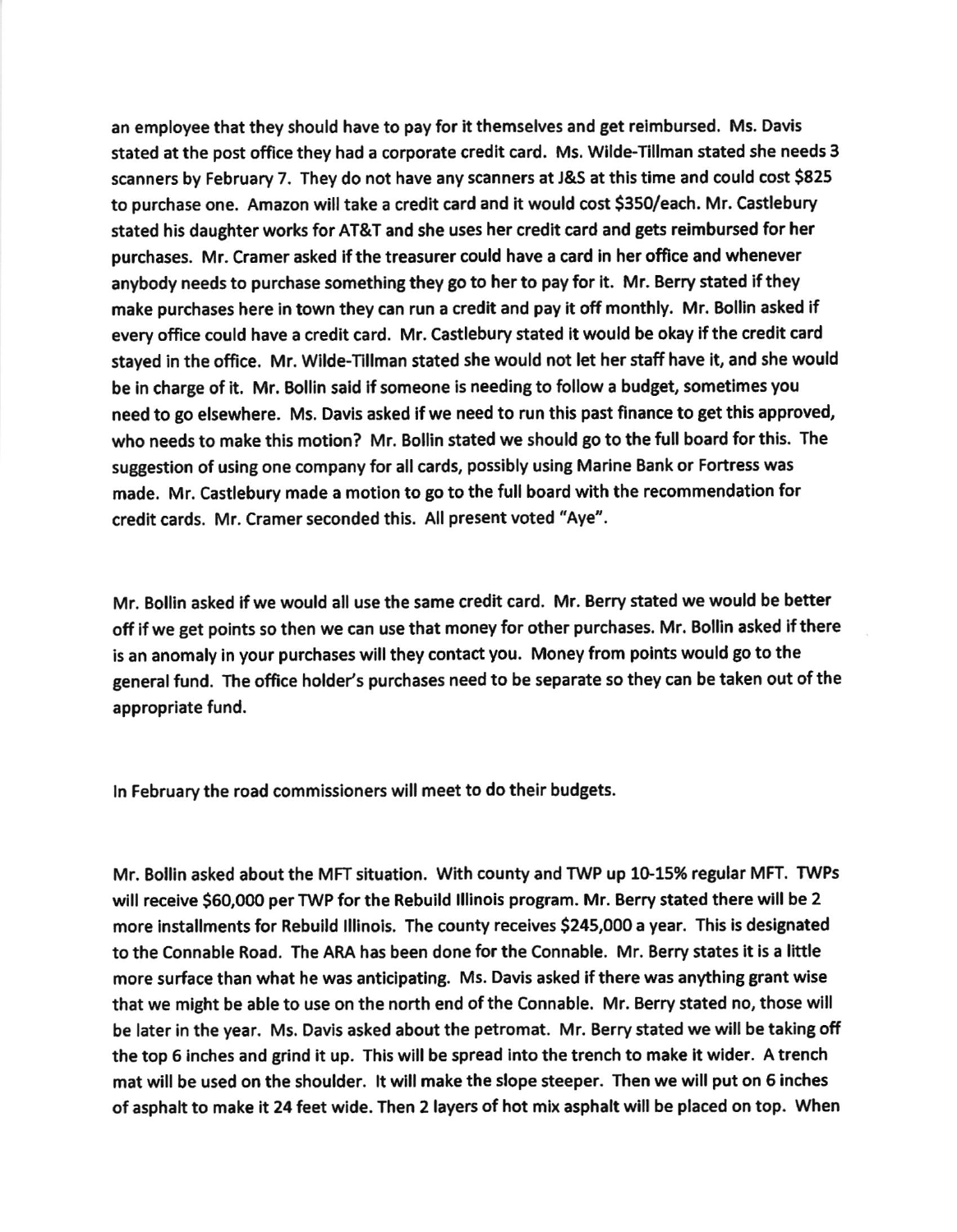an employee that they should have to pay for it themselves and get reimbursed. Ms. Davis stated at the post office they had a corporate credit card. Ms. Wilde-Tillman stated she needs 3 scanners by February 7. They do not have any scanners at J&S at this time and could cost $825 to purchase one. Amazon will take a credit card and it would cost $350/each. Mr. Castlebury stated his daughter works for AT&T and she uses her credit card and gets reimbursed for her purchases. Mr. Cramer asked if the treasurer could have a card in her office and whenever anybody needs to purchase something they go to her to pay for it. Mr. Berry stated if they make purchases here in town they can run a credit and pay it off monthly. Mr. Bollin asked if every office could have a credit card. Mr. Castlebury stated it would be okay if the credit card stayed in the office. Mr. Wilde-Tillman stated she would not let her staff have it, and she would be in charge of it. Mr. Bollin said if someone is needing to follow a budget, sometimes you need to go elsewhere. Ms. Davis asked if we need to run this past finance to get this approved, who needs to make this motion? Mr. Bollin stated we should go to the full board for this. The suggestion of using one company for all cards, possibly using Marine Bank or Fortress was made. Mr. Castlebury made a motion to go to the full board with the recommendation for credit cards. Mr. Cramer seconded this. All present voted "Aye".

Mr. Bollin asked if we would all use the same credit card. Mr. Berry stated we would be better off if we get points so then we can use that money for other purchases. Mr. Bollin asked if there is an anomaly in your purchases will they contact you. Money from points would go to the general fund. The office holder's purchases need to be separate so they can be taken out of the appropriate fund.

In February the road commissioners will meet to do their budgets.

Mr. Bollin asked about the MFT situation. With county and TWP up 10-15% regular MFT. TWPs will receive $60,000 per TWP for the Rebuild Illinois program. Mr. Berry stated there will be 2 more installments for Rebuild Illinois. The county receives $245,000 a year. This is designated to the Connable Road. The ARA has been done for the Connable. Mr. Berry states it is a little more surface than what he was anticipating. Ms. Davis asked if there was anything grant wise that we might be able to use on the north end of the Connable. Mr. Berry stated no, those will be later in the year. Ms. Davis asked about the petromat. Mr. Berry stated we will be taking off the top 6 inches and grind it up. This will be spread into the trench to make it wider. A trench mat will be used on the shoulder. It will make the slope steeper. Then we will put on 6 inches of asphalt to make it 24 feet wide. Then 2 layers of hot mix asphalt will be placed on top. When